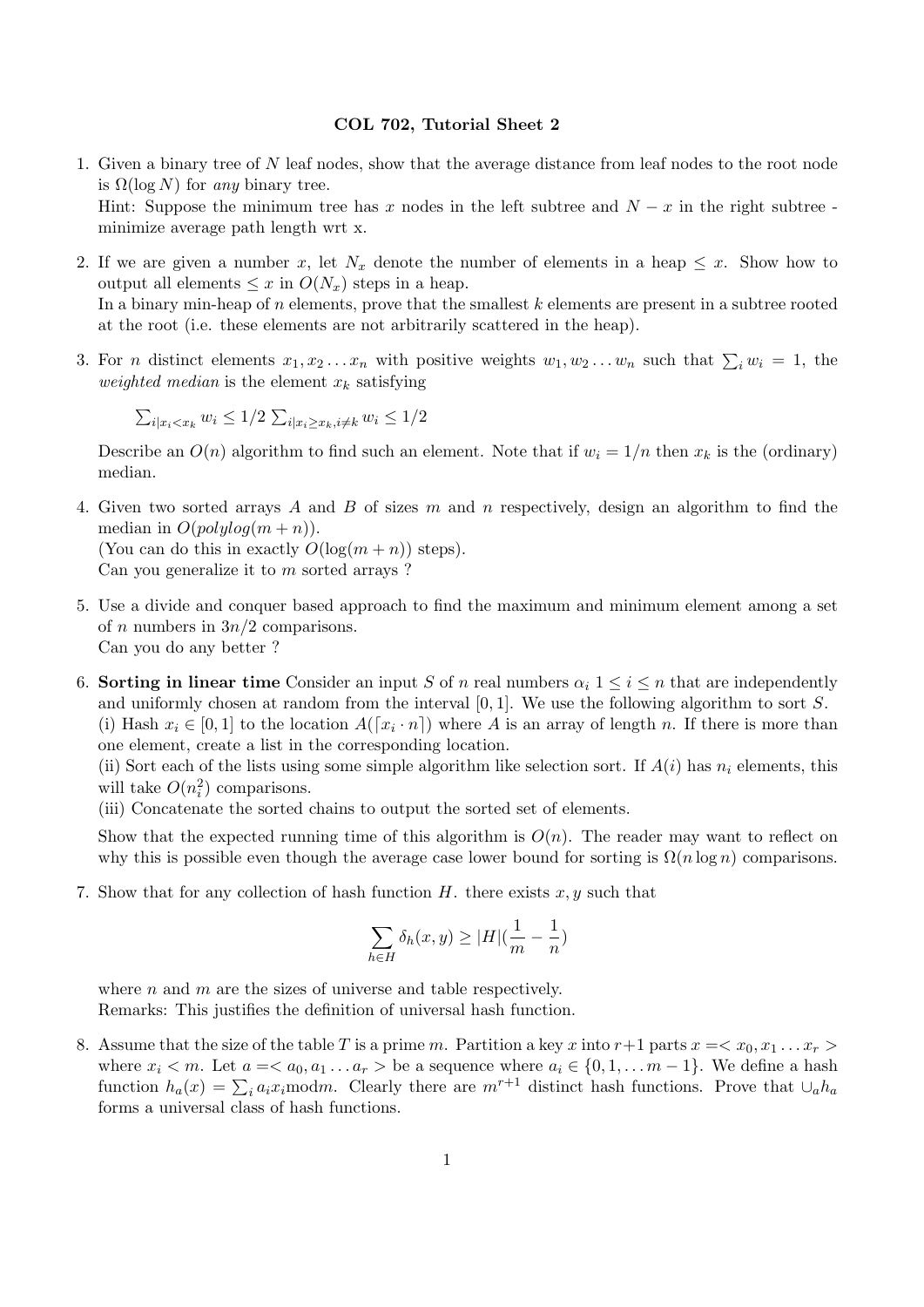# COL 702, Tutorial Sheet 2

1. Given a binary tree of $N$ leaf nodes, show that the average distance from leaf nodes to the root node is $\Omega(\log N)$ for *any* binary tree.
   Hint: Suppose the minimum tree has $x$ nodes in the left subtree and $N - x$ in the right subtree - minimize average path length wrt x.

2. If we are given a number $x$, let $N_x$ denote the number of elements in a heap $\leq x$. Show how to output all elements $\leq x$ in $O(N_x)$ steps in a heap.
   In a binary min-heap of $n$ elements, prove that the smallest $k$ elements are present in a subtree rooted at the root (i.e. these elements are not arbitrarily scattered in the heap).

3. For $n$ distinct elements $x_1, x_2 \ldots x_n$ with positive weights $w_1, w_2 \ldots w_n$ such that $\sum_i w_i = 1$, the *weighted median* is the element $x_k$ satisfying

   $\sum_{i|x_i < x_k} w_i \leq 1/2 \; \sum_{i|x_i \geq x_k, i \neq k} w_i \leq 1/2$

   Describe an $O(n)$ algorithm to find such an element. Note that if $w_i = 1/n$ then $x_k$ is the (ordinary) median.

4. Given two sorted arrays $A$ and $B$ of sizes $m$ and $n$ respectively, design an algorithm to find the median in $O(polylog(m + n))$.
   (You can do this in exactly $O(\log(m + n))$ steps).
   Can you generalize it to $m$ sorted arrays ?

5. Use a divide and conquer based approach to find the maximum and minimum element among a set of $n$ numbers in $3n/2$ comparisons.
   Can you do any better ?

6. **Sorting in linear time** Consider an input $S$ of $n$ real numbers $\alpha_i$ $1 \leq i \leq n$ that are independently and uniformly chosen at random from the interval $[0, 1]$. We use the following algorithm to sort $S$.
   (i) Hash $x_i \in [0, 1]$ to the location $A(\lceil x_i \cdot n \rceil)$ where $A$ is an array of length $n$. If there is more than one element, create a list in the corresponding location.
   (ii) Sort each of the lists using some simple algorithm like selection sort. If $A(i)$ has $n_i$ elements, this will take $O(n_i^2)$ comparisons.
   (iii) Concatenate the sorted chains to output the sorted set of elements.

   Show that the expected running time of this algorithm is $O(n)$. The reader may want to reflect on why this is possible even though the average case lower bound for sorting is $\Omega(n \log n)$ comparisons.

7. Show that for any collection of hash function $H$. there exists $x, y$ such that

   $$\sum_{h \in H} \delta_h(x, y) \geq |H|\left(\frac{1}{m} - \frac{1}{n}\right)$$

   where $n$ and $m$ are the sizes of universe and table respectively.
   Remarks: This justifies the definition of universal hash function.

8. Assume that the size of the table $T$ is a prime $m$. Partition a key $x$ into $r+1$ parts $x = < x_0, x_1 \ldots x_r >$ where $x_i < m$. Let $a = < a_0, a_1 \ldots a_r >$ be a sequence where $a_i \in \{0, 1, \ldots m - 1\}$. We define a hash function $h_a(x) = \sum_i a_i x_i \text{mod} m$. Clearly there are $m^{r+1}$ distinct hash functions. Prove that $\cup_a h_a$ forms a universal class of hash functions.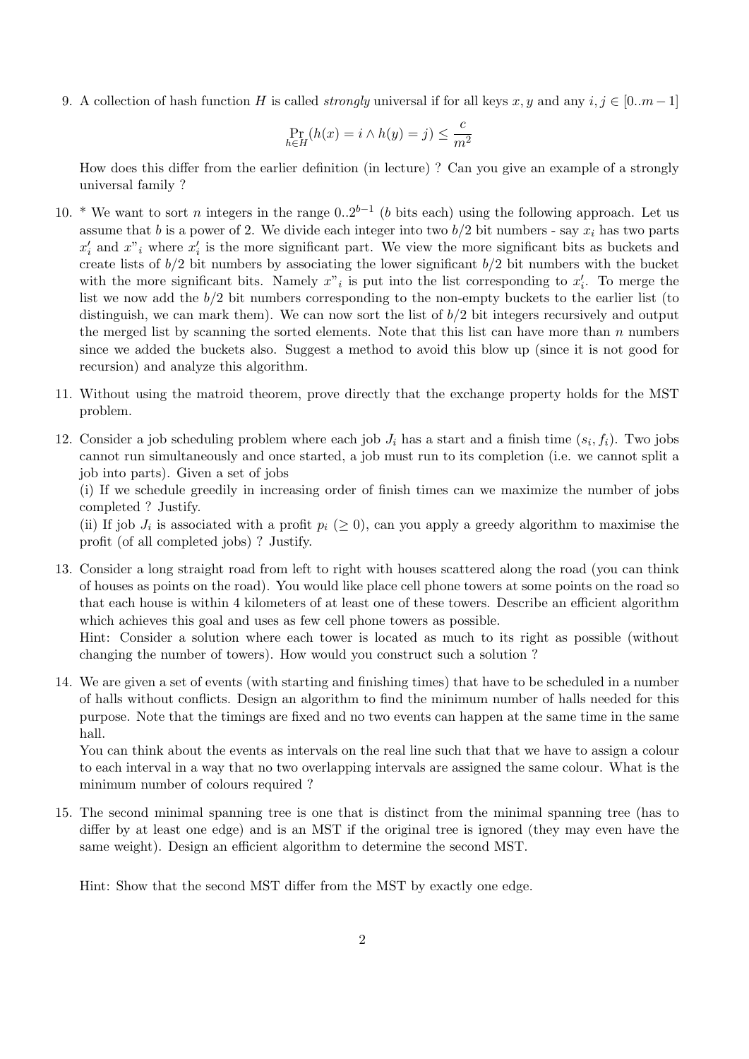9. A collection of hash function $H$ is called *strongly* universal if for all keys $x, y$ and any $i, j \in [0..m-1]$

$$\Pr_{h \in H}(h(x) = i \wedge h(y) = j) \leq \frac{c}{m^2}$$

How does this differ from the earlier definition (in lecture) ? Can you give an example of a strongly universal family ?

10. * We want to sort $n$ integers in the range $0..2^{b-1}$ ($b$ bits each) using the following approach. Let us assume that $b$ is a power of 2. We divide each integer into two $b/2$ bit numbers - say $x_i$ has two parts $x'_i$ and $x"_i$ where $x'_i$ is the more significant part. We view the more significant bits as buckets and create lists of $b/2$ bit numbers by associating the lower significant $b/2$ bit numbers with the bucket with the more significant bits. Namely $x"_i$ is put into the list corresponding to $x'_i$. To merge the list we now add the $b/2$ bit numbers corresponding to the non-empty buckets to the earlier list (to distinguish, we can mark them). We can now sort the list of $b/2$ bit integers recursively and output the merged list by scanning the sorted elements. Note that this list can have more than $n$ numbers since we added the buckets also. Suggest a method to avoid this blow up (since it is not good for recursion) and analyze this algorithm.

11. Without using the matroid theorem, prove directly that the exchange property holds for the MST problem.

12. Consider a job scheduling problem where each job $J_i$ has a start and a finish time $(s_i, f_i)$. Two jobs cannot run simultaneously and once started, a job must run to its completion (i.e. we cannot split a job into parts). Given a set of jobs
(i) If we schedule greedily in increasing order of finish times can we maximize the number of jobs completed ? Justify.
(ii) If job $J_i$ is associated with a profit $p_i$ ($\geq 0$), can you apply a greedy algorithm to maximise the profit (of all completed jobs) ? Justify.

13. Consider a long straight road from left to right with houses scattered along the road (you can think of houses as points on the road). You would like place cell phone towers at some points on the road so that each house is within 4 kilometers of at least one of these towers. Describe an efficient algorithm which achieves this goal and uses as few cell phone towers as possible.
Hint: Consider a solution where each tower is located as much to its right as possible (without changing the number of towers). How would you construct such a solution ?

14. We are given a set of events (with starting and finishing times) that have to be scheduled in a number of halls without conflicts. Design an algorithm to find the minimum number of halls needed for this purpose. Note that the timings are fixed and no two events can happen at the same time in the same hall.
You can think about the events as intervals on the real line such that that we have to assign a colour to each interval in a way that no two overlapping intervals are assigned the same colour. What is the minimum number of colours required ?

15. The second minimal spanning tree is one that is distinct from the minimal spanning tree (has to differ by at least one edge) and is an MST if the original tree is ignored (they may even have the same weight). Design an efficient algorithm to determine the second MST.

Hint: Show that the second MST differ from the MST by exactly one edge.